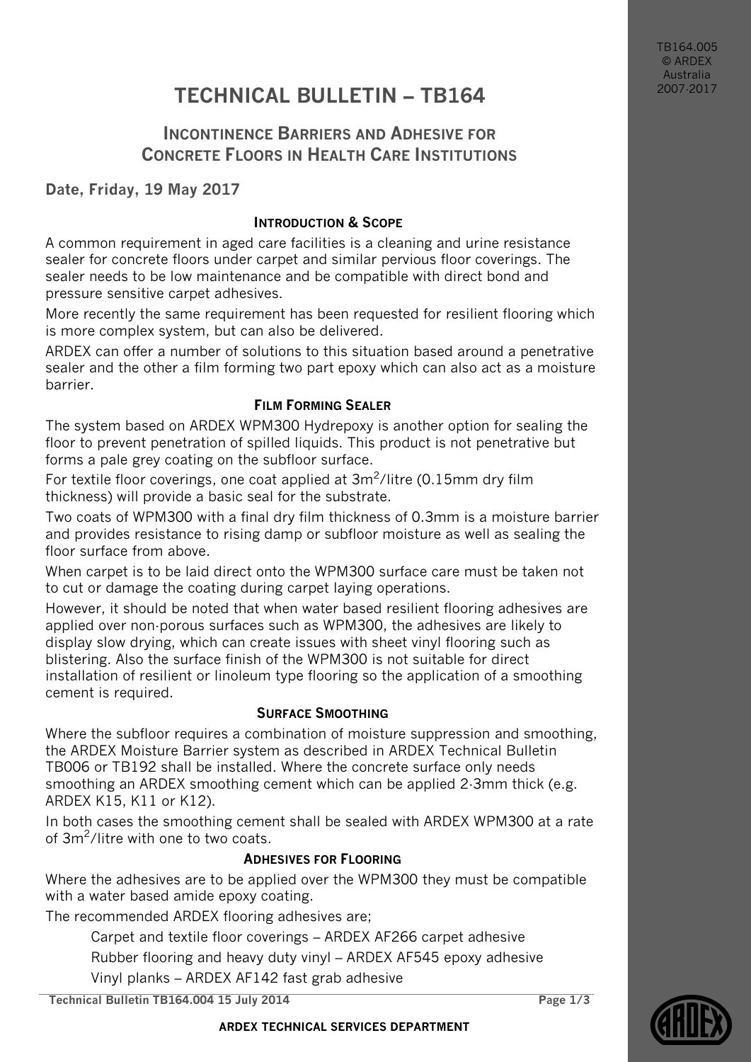# TECHNICAL BULLETIN – TB164

## Incontinence Barriers and Adhesive for Concrete Floors in Health Care Institutions

**Date, Friday, 19 May 2017**

### Introduction & Scope

A common requirement in aged care facilities is a cleaning and urine resistance sealer for concrete floors under carpet and similar pervious floor coverings. The sealer needs to be low maintenance and be compatible with direct bond and pressure sensitive carpet adhesives.

More recently the same requirement has been requested for resilient flooring which is more complex system, but can also be delivered.

ARDEX can offer a number of solutions to this situation based around a penetrative sealer and the other a film forming two part epoxy which can also act as a moisture barrier.

### Film Forming Sealer

The system based on ARDEX WPM300 Hydrepoxy is another option for sealing the floor to prevent penetration of spilled liquids. This product is not penetrative but forms a pale grey coating on the subfloor surface.

For textile floor coverings, one coat applied at $3m^2$/litre (0.15mm dry film thickness) will provide a basic seal for the substrate.

Two coats of WPM300 with a final dry film thickness of 0.3mm is a moisture barrier and provides resistance to rising damp or subfloor moisture as well as sealing the floor surface from above.

When carpet is to be laid direct onto the WPM300 surface care must be taken not to cut or damage the coating during carpet laying operations.

However, it should be noted that when water based resilient flooring adhesives are applied over non-porous surfaces such as WPM300, the adhesives are likely to display slow drying, which can create issues with sheet vinyl flooring such as blistering. Also the surface finish of the WPM300 is not suitable for direct installation of resilient or linoleum type flooring so the application of a smoothing cement is required.

### Surface Smoothing

Where the subfloor requires a combination of moisture suppression and smoothing, the ARDEX Moisture Barrier system as described in ARDEX Technical Bulletin TB006 or TB192 shall be installed. Where the concrete surface only needs smoothing an ARDEX smoothing cement which can be applied 2-3mm thick (e.g. ARDEX K15, K11 or K12).

In both cases the smoothing cement shall be sealed with ARDEX WPM300 at a rate of $3m^2$/litre with one to two coats.

### Adhesives for Flooring

Where the adhesives are to be applied over the WPM300 they must be compatible with a water based amide epoxy coating.

The recommended ARDEX flooring adhesives are;

- Carpet and textile floor coverings – ARDEX AF266 carpet adhesive
- Rubber flooring and heavy duty vinyl – ARDEX AF545 epoxy adhesive
- Vinyl planks – ARDEX AF142 fast grab adhesive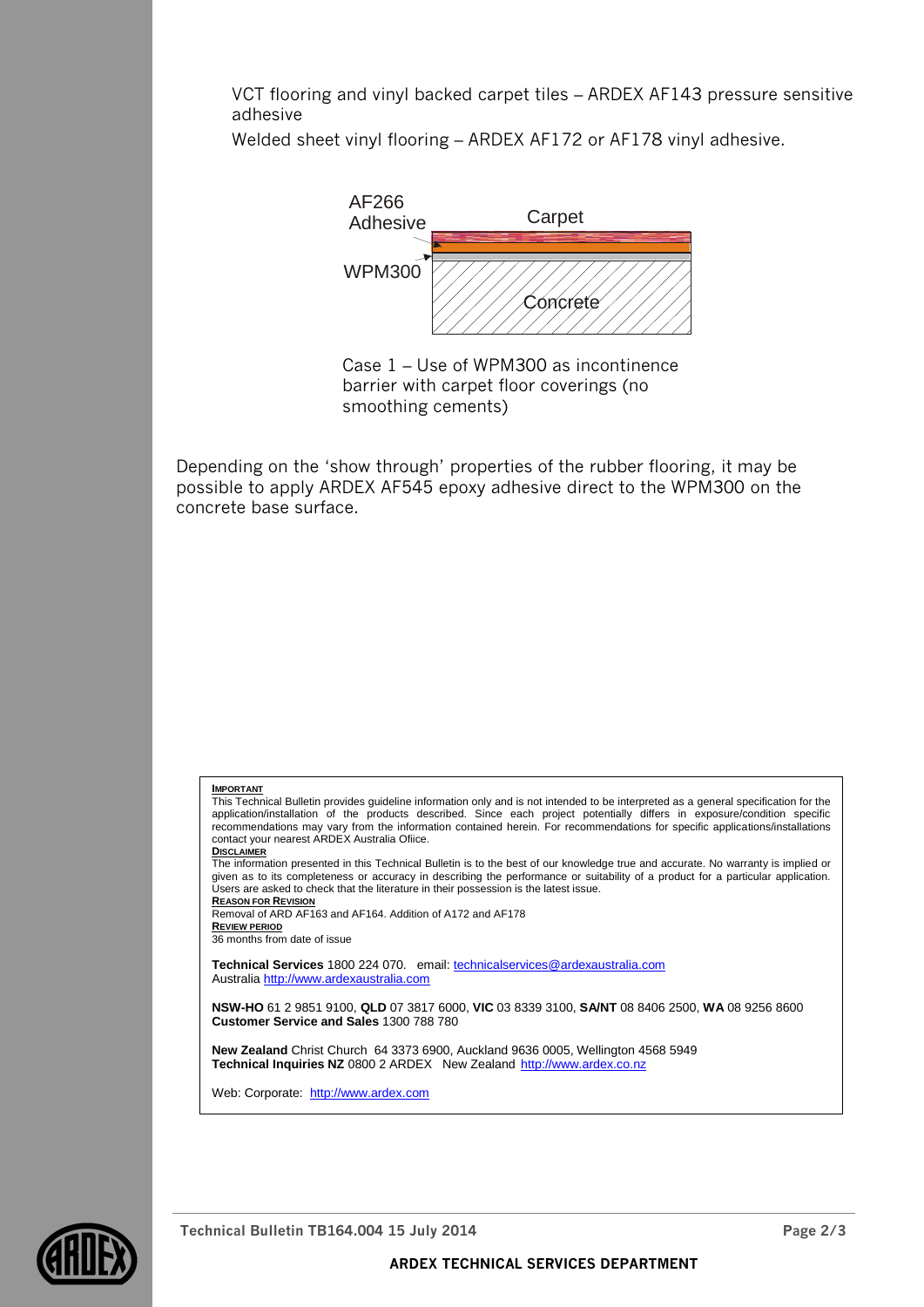VCT flooring and vinyl backed carpet tiles – ARDEX AF143 pressure sensitive adhesive

Welded sheet vinyl flooring – ARDEX AF172 or AF178 vinyl adhesive.

AF266 Adhesive

Carpet

WPM300

Concrete

Case 1 – Use of WPM300 as incontinence barrier with carpet floor coverings (no smoothing cements)

Depending on the 'show through' properties of the rubber flooring, it may be possible to apply ARDEX AF545 epoxy adhesive direct to the WPM300 on the concrete base surface.

**IMPORTANT**

This Technical Bulletin provides guideline information only and is not intended to be interpreted as a general specification for the application/installation of the products described. Since each project potentially differs in exposure/condition specific recommendations may vary from the information contained herein. For recommendations for specific applications/installations contact your nearest ARDEX Australia Ofiice.

**DISCLAIMER**

The information presented in this Technical Bulletin is to the best of our knowledge true and accurate. No warranty is implied or given as to its completeness or accuracy in describing the performance or suitability of a product for a particular application. Users are asked to check that the literature in their possession is the latest issue.

**REASON FOR REVISION**

Removal of ARD AF163 and AF164. Addition of A172 and AF178

**REVIEW PERIOD**

36 months from date of issue

**Technical Services** 1800 224 070. email: technicalservices@ardexaustralia.com
Australia http://www.ardexaustralia.com

**NSW-HO** 61 2 9851 9100, **QLD** 07 3817 6000, **VIC** 03 8339 3100, **SA/NT** 08 8406 2500, **WA** 08 9256 8600
**Customer Service and Sales** 1300 788 780

**New Zealand** Christ Church 64 3373 6900, Auckland 9636 0005, Wellington 4568 5949
**Technical Inquiries NZ** 0800 2 ARDEX New Zealand http://www.ardex.co.nz

Web: Corporate: http://www.ardex.com

**Technical Bulletin TB164.004 15 July 2014**

**ARDEX TECHNICAL SERVICES DEPARTMENT**